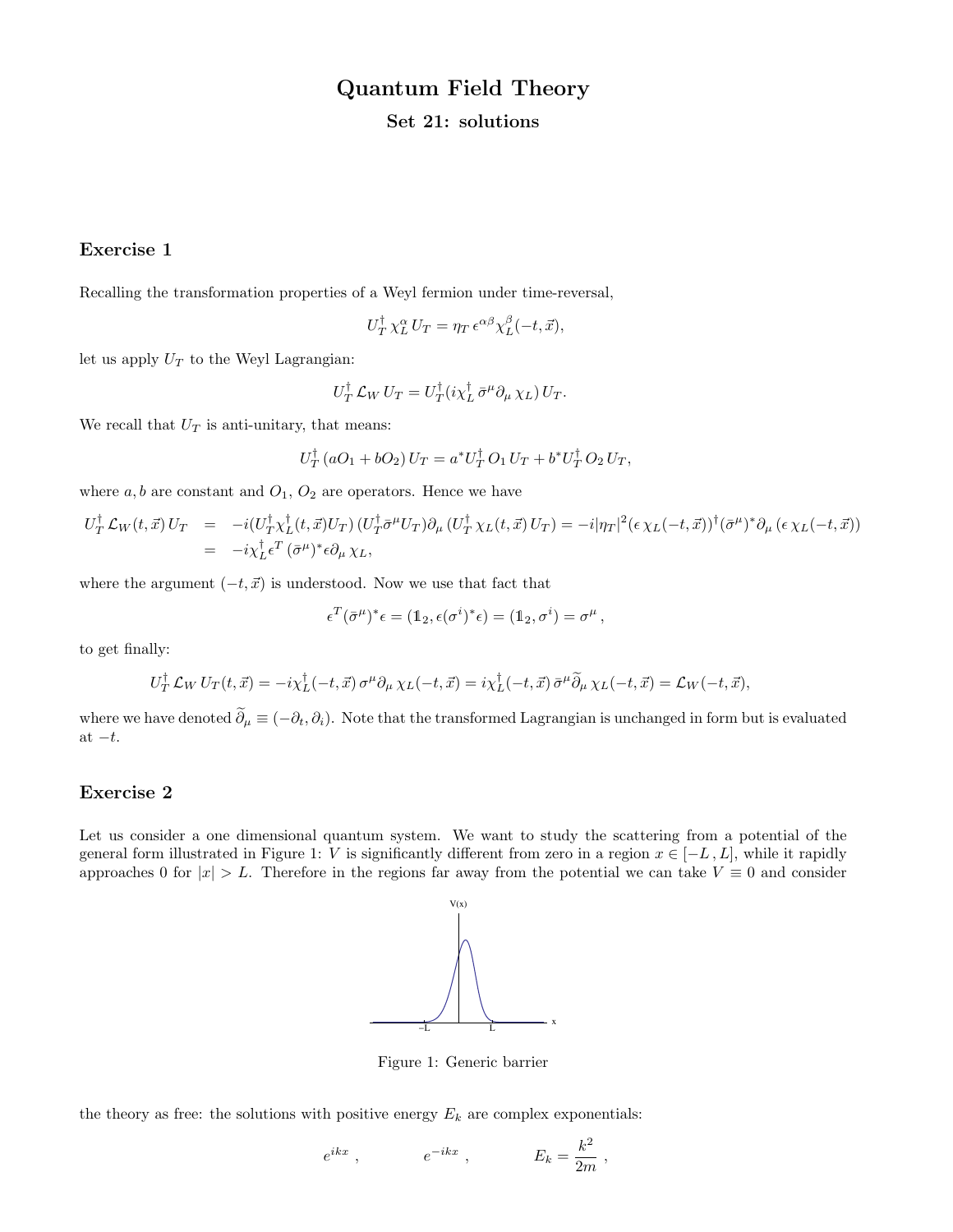# Quantum Field Theory

## Set 21: solutions

### Exercise 1

Recalling the transformation properties of a Weyl fermion under time-reversal,

$$U_T^\dagger\, \chi_L^\alpha\, U_T = \eta_T\, \epsilon^{\alpha\beta} \chi_L^\beta(-t, \vec{x}),$$

let us apply $U_T$ to the Weyl Lagrangian:

$$U_T^\dagger\, \mathcal{L}_W\, U_T = U_T^\dagger (i\chi_L^\dagger\, \bar{\sigma}^\mu \partial_\mu\, \chi_L)\, U_T.$$

We recall that $U_T$ is anti-unitary, that means:

$$U_T^\dagger\, (aO_1 + bO_2)\, U_T = a^* U_T^\dagger\, O_1\, U_T + b^* U_T^\dagger\, O_2\, U_T,$$

where $a, b$ are constant and $O_1$, $O_2$ are operators. Hence we have

$$\begin{aligned} U_T^\dagger\, \mathcal{L}_W(t, \vec{x})\, U_T &= -i(U_T^\dagger \chi_L^\dagger(t, \vec{x}) U_T)\, (U_T^\dagger \bar{\sigma}^\mu U_T) \partial_\mu\, (U_T^\dagger\, \chi_L(t, \vec{x})\, U_T) = -i|\eta_T|^2 (\epsilon\, \chi_L(-t, \vec{x}))^\dagger (\bar{\sigma}^\mu)^* \partial_\mu\, (\epsilon\, \chi_L(-t, \vec{x})) \\ &= -i\chi_L^\dagger \epsilon^T\, (\bar{\sigma}^\mu)^* \epsilon \partial_\mu\, \chi_L, \end{aligned}$$

where the argument $(-t, \vec{x})$ is understood. Now we use that fact that

$$\epsilon^T (\bar{\sigma}^\mu)^* \epsilon = (\mathbb{1}_2, \epsilon(\sigma^i)^* \epsilon) = (\mathbb{1}_2, \sigma^i) = \sigma^\mu\,,$$

to get finally:

$$U_T^\dagger\, \mathcal{L}_W\, U_T(t, \vec{x}) = -i\chi_L^\dagger(-t, \vec{x})\, \sigma^\mu \partial_\mu\, \chi_L(-t, \vec{x}) = i\chi_L^\dagger(-t, \vec{x})\, \bar{\sigma}^\mu \widetilde{\partial}_\mu\, \chi_L(-t, \vec{x}) = \mathcal{L}_W(-t, \vec{x}),$$

where we have denoted $\widetilde{\partial}_\mu \equiv (-\partial_t, \partial_i)$. Note that the transformed Lagrangian is unchanged in form but is evaluated at $-t$.

### Exercise 2

Let us consider a one dimensional quantum system. We want to study the scattering from a potential of the general form illustrated in Figure 1: $V$ is significantly different from zero in a region $x \in [-L\,, L]$, while it rapidly approaches 0 for $|x| > L$. Therefore in the regions far away from the potential we can take $V \equiv 0$ and consider

Figure 1: Generic barrier

the theory as free: the solutions with positive energy $E_k$ are complex exponentials:

$$e^{ikx}\,, \qquad e^{-ikx}\,, \qquad E_k = \frac{k^2}{2m}\,,$$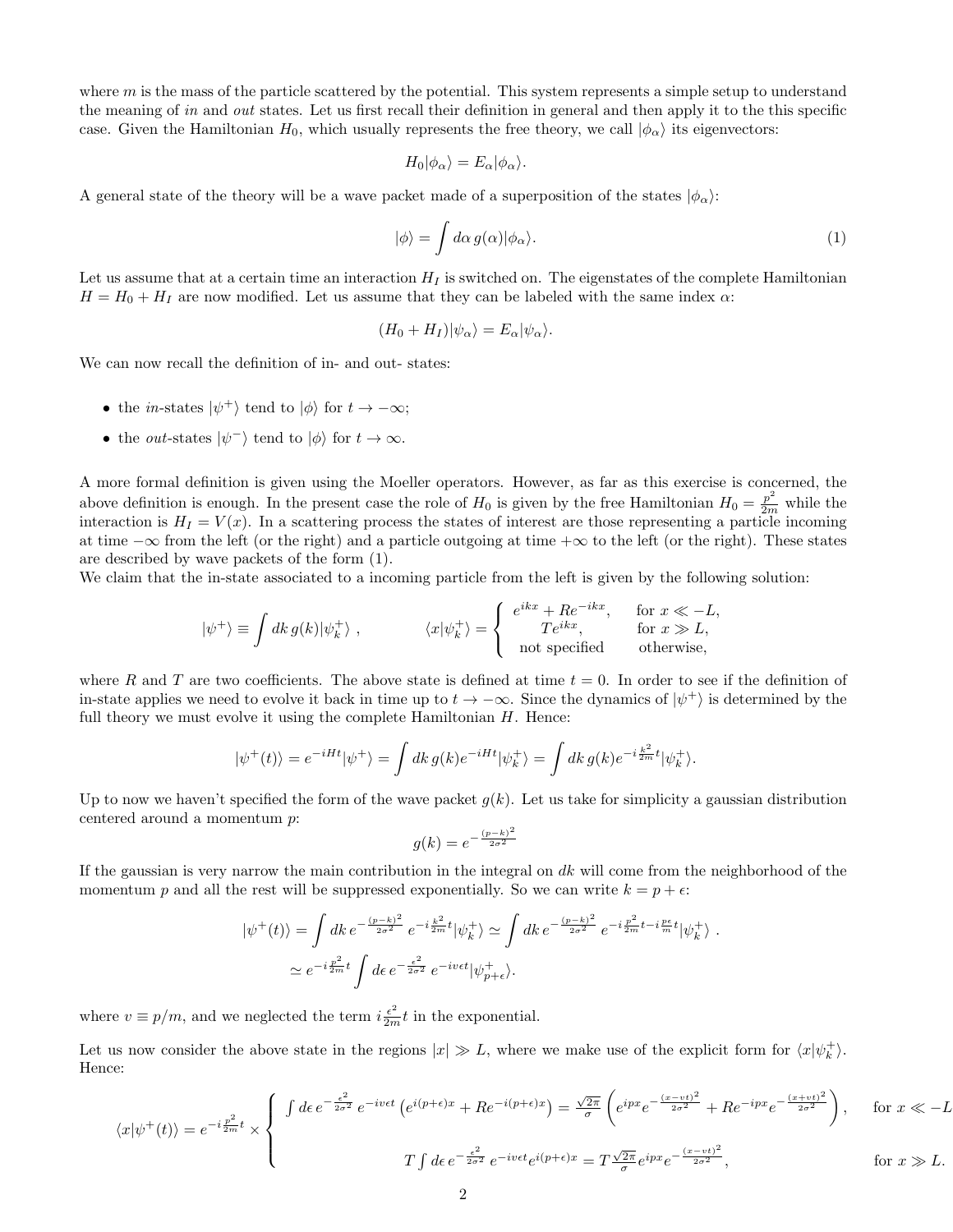where $m$ is the mass of the particle scattered by the potential. This system represents a simple setup to understand the meaning of *in* and *out* states. Let us first recall their definition in general and then apply it to the this specific case. Given the Hamiltonian $H_0$, which usually represents the free theory, we call $|\phi_\alpha\rangle$ its eigenvectors:

$$H_0|\phi_\alpha\rangle = E_\alpha|\phi_\alpha\rangle.$$

A general state of the theory will be a wave packet made of a superposition of the states $|\phi_\alpha\rangle$:

$$|\phi\rangle = \int d\alpha\, g(\alpha)|\phi_\alpha\rangle. \tag{1}$$

Let us assume that at a certain time an interaction $H_I$ is switched on. The eigenstates of the complete Hamiltonian $H = H_0 + H_I$ are now modified. Let us assume that they can be labeled with the same index $\alpha$:

$$(H_0 + H_I)|\psi_\alpha\rangle = E_\alpha|\psi_\alpha\rangle.$$

We can now recall the definition of in- and out- states:

- the *in*-states $|\psi^+\rangle$ tend to $|\phi\rangle$ for $t \to -\infty$;
- the *out*-states $|\psi^-\rangle$ tend to $|\phi\rangle$ for $t \to \infty$.

A more formal definition is given using the Moeller operators. However, as far as this exercise is concerned, the above definition is enough. In the present case the role of $H_0$ is given by the free Hamiltonian $H_0 = \frac{p^2}{2m}$ while the interaction is $H_I = V(x)$. In a scattering process the states of interest are those representing a particle incoming at time $-\infty$ from the left (or the right) and a particle outgoing at time $+\infty$ to the left (or the right). These states are described by wave packets of the form (1).

We claim that the in-state associated to a incoming particle from the left is given by the following solution:

$$|\psi^+\rangle \equiv \int dk\, g(k)|\psi_k^+\rangle\ , \qquad \langle x|\psi_k^+\rangle = \begin{cases} e^{ikx} + Re^{-ikx}, & \text{for } x \ll -L, \\ Te^{ikx}, & \text{for } x \gg L, \\ \text{not specified} & \text{otherwise,} \end{cases}$$

where $R$ and $T$ are two coefficients. The above state is defined at time $t = 0$. In order to see if the definition of in-state applies we need to evolve it back in time up to $t \to -\infty$. Since the dynamics of $|\psi^+\rangle$ is determined by the full theory we must evolve it using the complete Hamiltonian $H$. Hence:

$$|\psi^+(t)\rangle = e^{-iHt}|\psi^+\rangle = \int dk\, g(k) e^{-iHt}|\psi_k^+\rangle = \int dk\, g(k) e^{-i\frac{k^2}{2m}t}|\psi_k^+\rangle.$$

Up to now we haven't specified the form of the wave packet $g(k)$. Let us take for simplicity a gaussian distribution centered around a momentum $p$:

$$g(k) = e^{-\frac{(p-k)^2}{2\sigma^2}}$$

If the gaussian is very narrow the main contribution in the integral on $dk$ will come from the neighborhood of the momentum $p$ and all the rest will be suppressed exponentially. So we can write $k = p + \epsilon$:

$$\begin{aligned} |\psi^+(t)\rangle &= \int dk\, e^{-\frac{(p-k)^2}{2\sigma^2}}\, e^{-i\frac{k^2}{2m}t}|\psi_k^+\rangle \simeq \int dk\, e^{-\frac{(p-k)^2}{2\sigma^2}}\, e^{-i\frac{p^2}{2m}t - i\frac{p\epsilon}{m}t}|\psi_k^+\rangle\ . \\ &\simeq e^{-i\frac{p^2}{2m}t} \int d\epsilon\, e^{-\frac{\epsilon^2}{2\sigma^2}}\, e^{-iv\epsilon t}|\psi_{p+\epsilon}^+\rangle. \end{aligned}$$

where $v \equiv p/m$, and we neglected the term $i\frac{\epsilon^2}{2m}t$ in the exponential.

Let us now consider the above state in the regions $|x| \gg L$, where we make use of the explicit form for $\langle x|\psi_k^+\rangle$. Hence:

$$\langle x|\psi^+(t)\rangle = e^{-i\frac{p^2}{2m}t} \times \begin{cases} \int d\epsilon\, e^{-\frac{\epsilon^2}{2\sigma^2}}\, e^{-iv\epsilon t}\left(e^{i(p+\epsilon)x} + Re^{-i(p+\epsilon)x}\right) = \frac{\sqrt{2\pi}}{\sigma}\left(e^{ipx}e^{-\frac{(x-vt)^2}{2\sigma^2}} + Re^{-ipx}e^{-\frac{(x+vt)^2}{2\sigma^2}}\right), & \text{for } x \ll -L \\ T\int d\epsilon\, e^{-\frac{\epsilon^2}{2\sigma^2}}\, e^{-iv\epsilon t} e^{i(p+\epsilon)x} = T\frac{\sqrt{2\pi}}{\sigma} e^{ipx} e^{-\frac{(x-vt)^2}{2\sigma^2}}, & \text{for } x \gg L. \end{cases}$$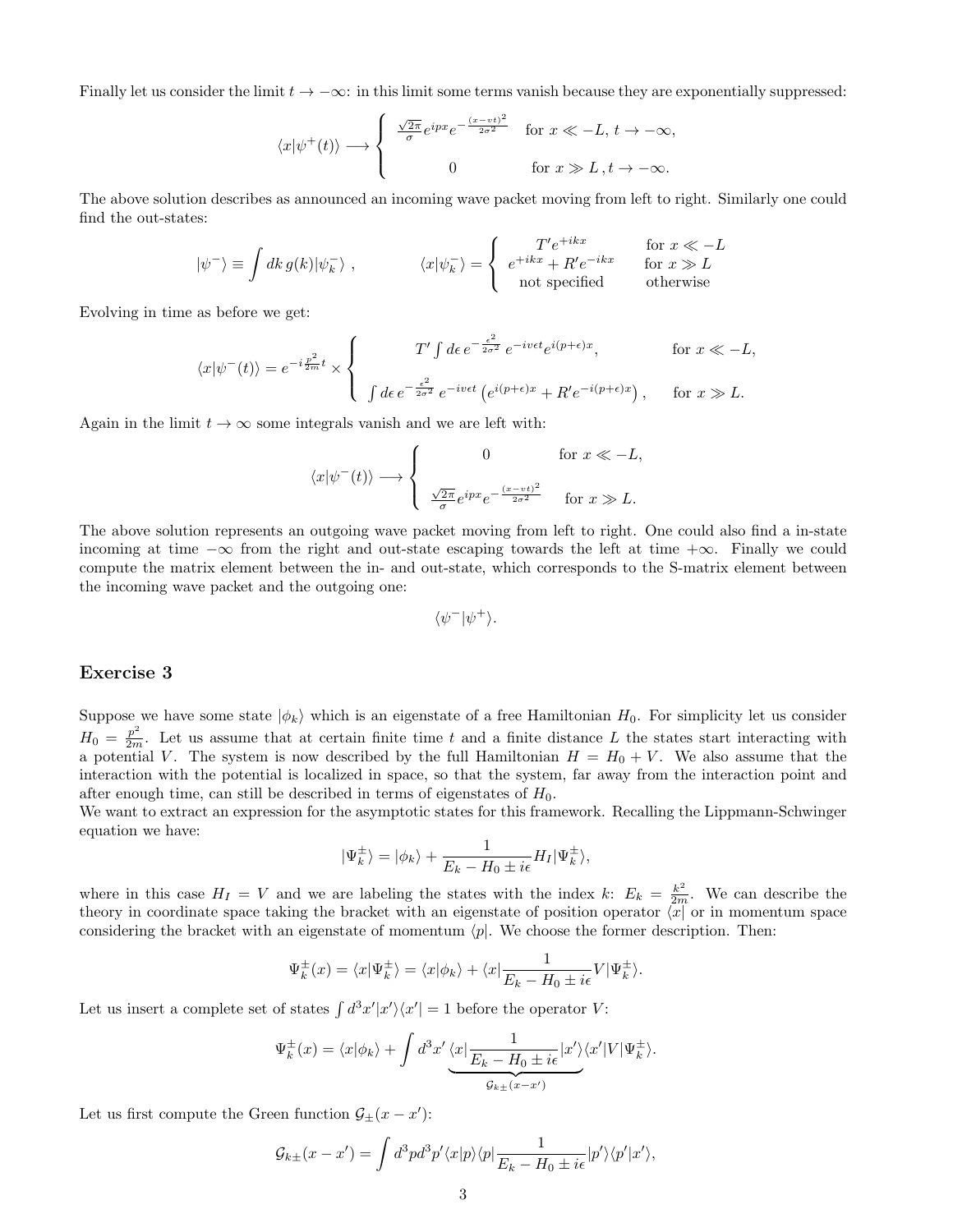Finally let us consider the limit $t \to -\infty$: in this limit some terms vanish because they are exponentially suppressed:

$$
\langle x|\psi^+(t)\rangle \longrightarrow \begin{cases} \frac{\sqrt{2\pi}}{\sigma} e^{ipx} e^{-\frac{(x-vt)^2}{2\sigma^2}} & \text{for } x \ll -L,\, t \to -\infty, \\ \\ 0 & \text{for } x \gg L\,, t \to -\infty. \end{cases}
$$

The above solution describes as announced an incoming wave packet moving from left to right. Similarly one could find the out-states:

$$
|\psi^-\rangle \equiv \int dk\, g(k) |\psi_k^-\rangle\,, \qquad \langle x|\psi_k^-\rangle = \begin{cases} T' e^{+ikx} & \text{for } x \ll -L \\ e^{+ikx} + R' e^{-ikx} & \text{for } x \gg L \\ \text{not specified} & \text{otherwise} \end{cases}
$$

Evolving in time as before we get:

$$
\langle x|\psi^-(t)\rangle = e^{-i\frac{p^2}{2m}t} \times \begin{cases} T' \int d\epsilon\, e^{-\frac{\epsilon^2}{2\sigma^2}}\, e^{-iv\epsilon t} e^{i(p+\epsilon)x}, & \text{for } x \ll -L, \\ \\ \int d\epsilon\, e^{-\frac{\epsilon^2}{2\sigma^2}}\, e^{-iv\epsilon t} \left( e^{i(p+\epsilon)x} + R' e^{-i(p+\epsilon)x} \right), & \text{for } x \gg L. \end{cases}
$$

Again in the limit $t \to \infty$ some integrals vanish and we are left with:

$$
\langle x|\psi^-(t)\rangle \longrightarrow \begin{cases} 0 & \text{for } x \ll -L, \\ \\ \frac{\sqrt{2\pi}}{\sigma} e^{ipx} e^{-\frac{(x-vt)^2}{2\sigma^2}} & \text{for } x \gg L. \end{cases}
$$

The above solution represents an outgoing wave packet moving from left to right. One could also find a in-state incoming at time $-\infty$ from the right and out-state escaping towards the left at time $+\infty$. Finally we could compute the matrix element between the in- and out-state, which corresponds to the S-matrix element between the incoming wave packet and the outgoing one:

$$
\langle \psi^- | \psi^+ \rangle.
$$

## Exercise 3

Suppose we have some state $|\phi_k\rangle$ which is an eigenstate of a free Hamiltonian $H_0$. For simplicity let us consider $H_0 = \frac{p^2}{2m}$. Let us assume that at certain finite time $t$ and a finite distance $L$ the states start interacting with a potential $V$. The system is now described by the full Hamiltonian $H = H_0 + V$. We also assume that the interaction with the potential is localized in space, so that the system, far away from the interaction point and after enough time, can still be described in terms of eigenstates of $H_0$.

We want to extract an expression for the asymptotic states for this framework. Recalling the Lippmann-Schwinger equation we have:

$$
|\Psi_k^\pm\rangle = |\phi_k\rangle + \frac{1}{E_k - H_0 \pm i\epsilon} H_I |\Psi_k^\pm\rangle,
$$

where in this case $H_I = V$ and we are labeling the states with the index $k$: $E_k = \frac{k^2}{2m}$. We can describe the theory in coordinate space taking the bracket with an eigenstate of position operator $\langle x|$ or in momentum space considering the bracket with an eigenstate of momentum $\langle p|$. We choose the former description. Then:

$$
\Psi_k^\pm(x) = \langle x|\Psi_k^\pm\rangle = \langle x|\phi_k\rangle + \langle x|\frac{1}{E_k - H_0 \pm i\epsilon} V|\Psi_k^\pm\rangle.
$$

Let us insert a complete set of states $\int d^3x' |x'\rangle\langle x'| = 1$ before the operator $V$:

$$
\Psi_k^\pm(x) = \langle x|\phi_k\rangle + \int d^3x' \underbrace{\langle x|\frac{1}{E_k - H_0 \pm i\epsilon}|x'\rangle}_{\mathcal{G}_{k\pm}(x-x')} \langle x'|V|\Psi_k^\pm\rangle.
$$

Let us first compute the Green function $\mathcal{G}_\pm(x - x')$:

$$
\mathcal{G}_{k\pm}(x - x') = \int d^3p d^3p' \langle x|p\rangle\langle p|\frac{1}{E_k - H_0 \pm i\epsilon}|p'\rangle\langle p'|x'\rangle,
$$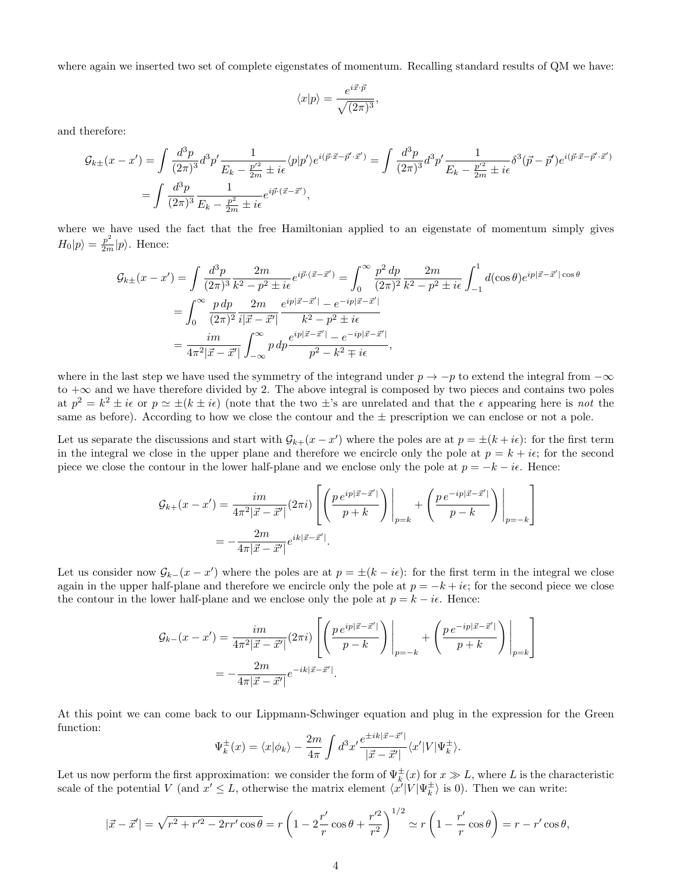where again we inserted two set of complete eigenstates of momentum. Recalling standard results of QM we have:

$$\langle x|p\rangle = \frac{e^{i\vec{x}\cdot\vec{p}}}{\sqrt{(2\pi)^3}},$$

and therefore:

$$\mathcal{G}_{k\pm}(x-x') = \int \frac{d^3p}{(2\pi)^3} d^3p' \frac{1}{E_k - \frac{p'^2}{2m} \pm i\epsilon} \langle p|p'\rangle e^{i(\vec{p}\cdot\vec{x} - \vec{p}'\cdot\vec{x}')} = \int \frac{d^3p}{(2\pi)^3} d^3p' \frac{1}{E_k - \frac{p'^2}{2m} \pm i\epsilon} \delta^3(\vec{p}-\vec{p}') e^{i(\vec{p}\cdot\vec{x} - \vec{p}'\cdot\vec{x}')}$$
$$= \int \frac{d^3p}{(2\pi)^3} \frac{1}{E_k - \frac{p^2}{2m} \pm i\epsilon} e^{i\vec{p}\cdot(\vec{x}-\vec{x}')},$$

where we have used the fact that the free Hamiltonian applied to an eigenstate of momentum simply gives $H_0|p\rangle = \frac{p^2}{2m}|p\rangle$. Hence:

$$\mathcal{G}_{k\pm}(x-x') = \int \frac{d^3p}{(2\pi)^3} \frac{2m}{k^2 - p^2 \pm i\epsilon} e^{i\vec{p}\cdot(\vec{x}-\vec{x}')} = \int_0^\infty \frac{p^2\,dp}{(2\pi)^2} \frac{2m}{k^2 - p^2 \pm i\epsilon} \int_{-1}^{1} d(\cos\theta) e^{ip|\vec{x}-\vec{x}'|\cos\theta}$$
$$= \int_0^\infty \frac{p\,dp}{(2\pi)^2} \frac{2m}{i|\vec{x}-\vec{x}'|} \frac{e^{ip|\vec{x}-\vec{x}'|} - e^{-ip|\vec{x}-\vec{x}'|}}{k^2 - p^2 \pm i\epsilon}$$
$$= \frac{im}{4\pi^2|\vec{x}-\vec{x}'|} \int_{-\infty}^{\infty} p\,dp \frac{e^{ip|\vec{x}-\vec{x}'|} - e^{-ip|\vec{x}-\vec{x}'|}}{p^2 - k^2 \mp i\epsilon},$$

where in the last step we have used the symmetry of the integrand under $p \to -p$ to extend the integral from $-\infty$ to $+\infty$ and we have therefore divided by 2. The above integral is composed by two pieces and contains two poles at $p^2 = k^2 \pm i\epsilon$ or $p \simeq \pm(k \pm i\epsilon)$ (note that the two $\pm$'s are unrelated and that the $\epsilon$ appearing here is *not* the same as before). According to how we close the contour and the $\pm$ prescription we can enclose or not a pole.

Let us separate the discussions and start with $\mathcal{G}_{k+}(x-x')$ where the poles are at $p = \pm(k + i\epsilon)$: for the first term in the integral we close in the upper plane and therefore we encircle only the pole at $p = k + i\epsilon$; for the second piece we close the contour in the lower half-plane and we enclose only the pole at $p = -k - i\epsilon$. Hence:

$$\mathcal{G}_{k+}(x-x') = \frac{im}{4\pi^2|\vec{x}-\vec{x}'|}(2\pi i)\left[\left(\frac{p\,e^{ip|\vec{x}-\vec{x}'|}}{p+k}\right)\Bigg|_{p=k} + \left(\frac{p\,e^{-ip|\vec{x}-\vec{x}'|}}{p-k}\right)\Bigg|_{p=-k}\right]$$
$$= -\frac{2m}{4\pi|\vec{x}-\vec{x}'|} e^{ik|\vec{x}-\vec{x}'|}.$$

Let us consider now $\mathcal{G}_{k-}(x-x')$ where the poles are at $p = \pm(k - i\epsilon)$: for the first term in the integral we close again in the upper half-plane and therefore we encircle only the pole at $p = -k + i\epsilon$; for the second piece we close the contour in the lower half-plane and we enclose only the pole at $p = k - i\epsilon$. Hence:

$$\mathcal{G}_{k-}(x-x') = \frac{im}{4\pi^2|\vec{x}-\vec{x}'|}(2\pi i)\left[\left(\frac{p\,e^{ip|\vec{x}-\vec{x}'|}}{p-k}\right)\Bigg|_{p=-k} + \left(\frac{p\,e^{-ip|\vec{x}-\vec{x}'|}}{p+k}\right)\Bigg|_{p=k}\right]$$
$$= -\frac{2m}{4\pi|\vec{x}-\vec{x}'|} e^{-ik|\vec{x}-\vec{x}'|}.$$

At this point we can come back to our Lippmann-Schwinger equation and plug in the expression for the Green function:

$$\Psi_k^{\pm}(x) = \langle x|\phi_k\rangle - \frac{2m}{4\pi} \int d^3x' \frac{e^{\pm ik|\vec{x}-\vec{x}'|}}{|\vec{x}-\vec{x}'|} \langle x'|V|\Psi_k^{\pm}\rangle.$$

Let us now perform the first approximation: we consider the form of $\Psi_k^{\pm}(x)$ for $x \gg L$, where $L$ is the characteristic scale of the potential $V$ (and $x' \leq L$, otherwise the matrix element $\langle x'|V|\Psi_k^{\pm}\rangle$ is 0). Then we can write:

$$|\vec{x}-\vec{x}'| = \sqrt{r^2 + r'^2 - 2rr'\cos\theta} = r\left(1 - 2\frac{r'}{r}\cos\theta + \frac{r'^2}{r^2}\right)^{1/2} \simeq r\left(1 - \frac{r'}{r}\cos\theta\right) = r - r'\cos\theta,$$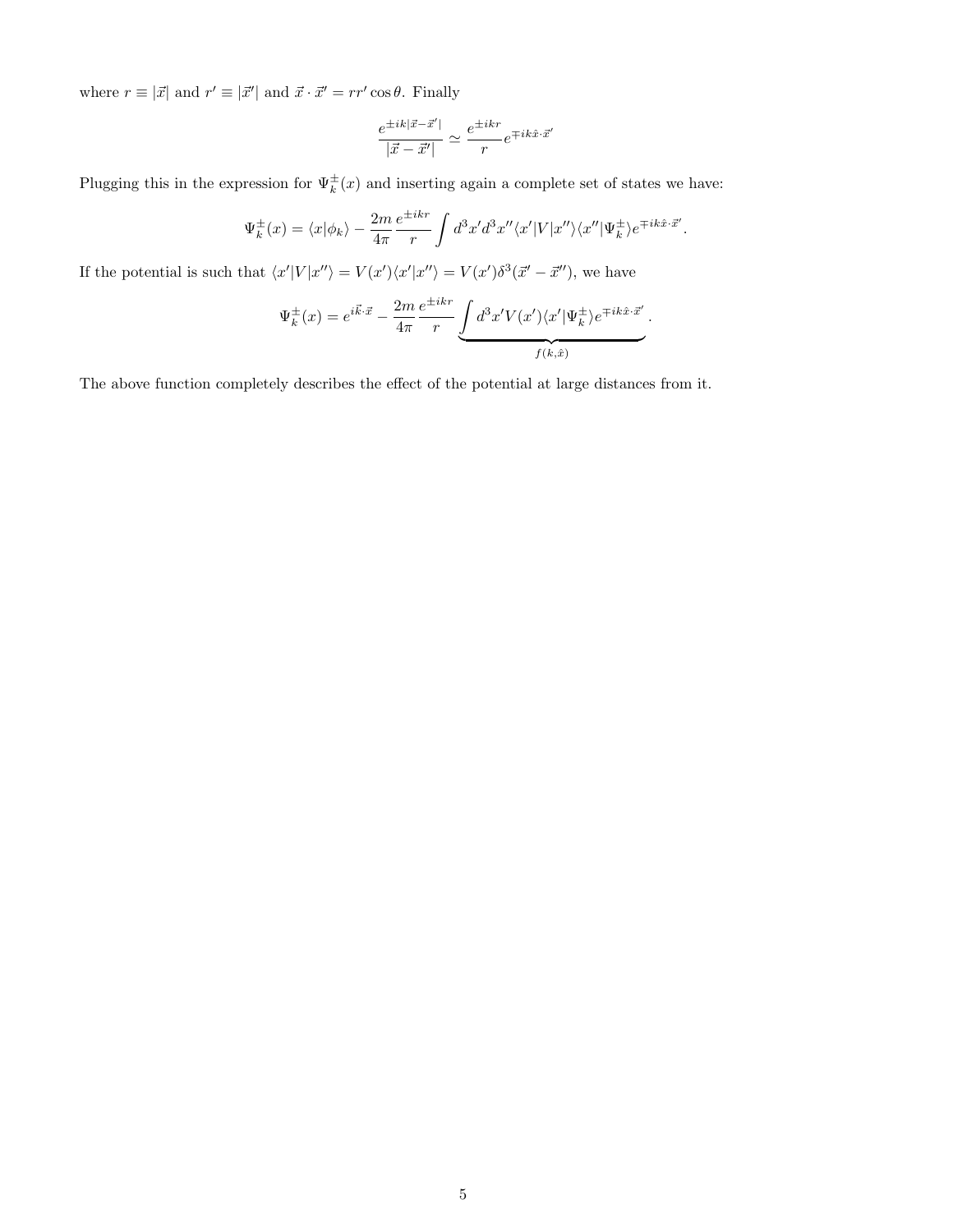where $r \equiv |\vec{x}|$ and $r' \equiv |\vec{x}'|$ and $\vec{x} \cdot \vec{x}' = rr' \cos\theta$. Finally

$$\frac{e^{\pm ik|\vec{x}-\vec{x}'|}}{|\vec{x}-\vec{x}'|} \simeq \frac{e^{\pm ikr}}{r} e^{\mp ik\hat{x}\cdot\vec{x}'}$$

Plugging this in the expression for $\Psi_k^{\pm}(x)$ and inserting again a complete set of states we have:

$$\Psi_k^{\pm}(x) = \langle x|\phi_k\rangle - \frac{2m}{4\pi}\frac{e^{\pm ikr}}{r}\int d^3x' d^3x'' \langle x'|V|x''\rangle\langle x''|\Psi_k^{\pm}\rangle e^{\mp ik\hat{x}\cdot\vec{x}'}.$$

If the potential is such that $\langle x'|V|x''\rangle = V(x')\langle x'|x''\rangle = V(x')\delta^3(\vec{x}' - \vec{x}'')$, we have

$$\Psi_k^{\pm}(x) = e^{i\vec{k}\cdot\vec{x}} - \frac{2m}{4\pi}\frac{e^{\pm ikr}}{r}\underbrace{\int d^3x' V(x')\langle x'|\Psi_k^{\pm}\rangle e^{\mp ik\hat{x}\cdot\vec{x}'}}_{f(k,\hat{x})}.$$

The above function completely describes the effect of the potential at large distances from it.